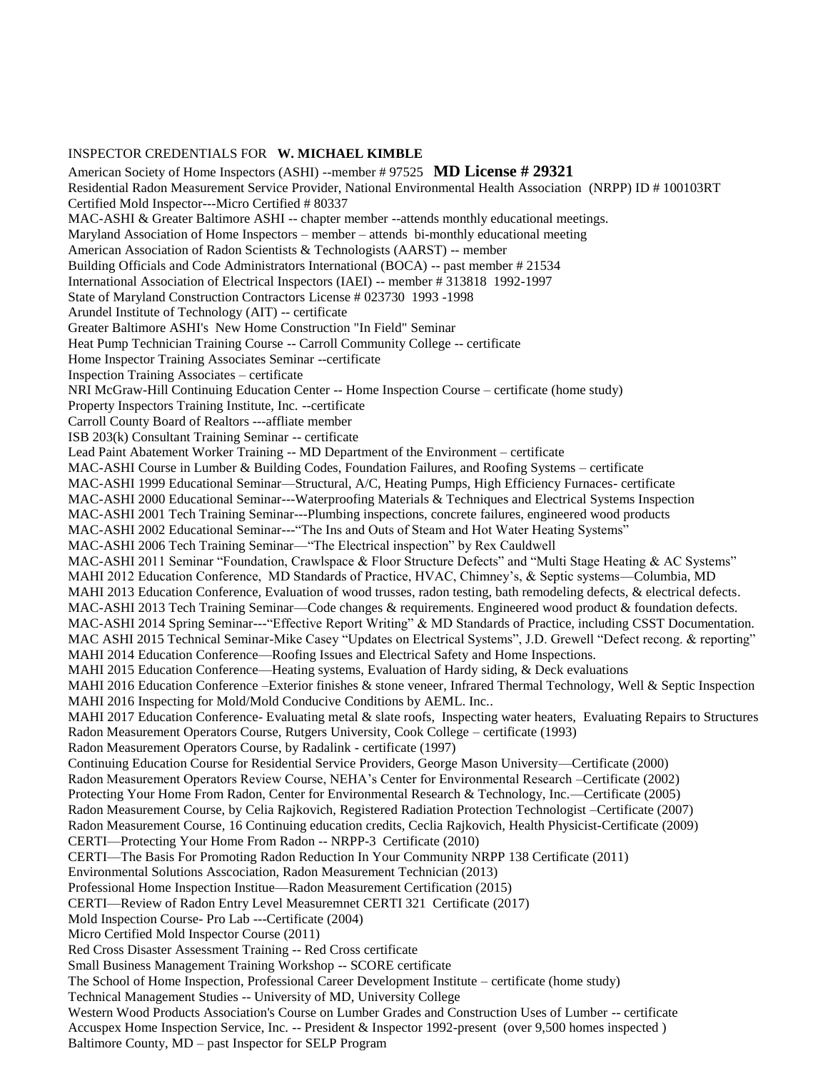INSPECTOR CREDENTIALS FOR **W. MICHAEL KIMBLE**

American Society of Home Inspectors (ASHI) --member # 97525 **MD License # 29321**
Residential Radon Measurement Service Provider, National Environmental Health Association (NRPP) ID # 100103RT
Certified Mold Inspector---Micro Certified # 80337
MAC-ASHI & Greater Baltimore ASHI -- chapter member --attends monthly educational meetings.
Maryland Association of Home Inspectors – member – attends bi-monthly educational meeting
American Association of Radon Scientists & Technologists (AARST) -- member
Building Officials and Code Administrators International (BOCA) -- past member # 21534
International Association of Electrical Inspectors (IAEI) -- member # 313818 1992-1997
State of Maryland Construction Contractors License # 023730 1993 -1998
Arundel Institute of Technology (AIT) -- certificate
Greater Baltimore ASHI's New Home Construction "In Field" Seminar
Heat Pump Technician Training Course -- Carroll Community College -- certificate
Home Inspector Training Associates Seminar --certificate
Inspection Training Associates – certificate
NRI McGraw-Hill Continuing Education Center -- Home Inspection Course – certificate (home study)
Property Inspectors Training Institute, Inc. --certificate
Carroll County Board of Realtors ---affliate member
ISB 203(k) Consultant Training Seminar -- certificate
Lead Paint Abatement Worker Training -- MD Department of the Environment – certificate
MAC-ASHI Course in Lumber & Building Codes, Foundation Failures, and Roofing Systems – certificate
MAC-ASHI 1999 Educational Seminar—Structural, A/C, Heating Pumps, High Efficiency Furnaces- certificate
MAC-ASHI 2000 Educational Seminar---Waterproofing Materials & Techniques and Electrical Systems Inspection
MAC-ASHI 2001 Tech Training Seminar---Plumbing inspections, concrete failures, engineered wood products
MAC-ASHI 2002 Educational Seminar---"The Ins and Outs of Steam and Hot Water Heating Systems"
MAC-ASHI 2006 Tech Training Seminar—"The Electrical inspection" by Rex Cauldwell
MAC-ASHI 2011 Seminar "Foundation, Crawlspace & Floor Structure Defects" and "Multi Stage Heating & AC Systems"
MAHI 2012 Education Conference, MD Standards of Practice, HVAC, Chimney's, & Septic systems—Columbia, MD
MAHI 2013 Education Conference, Evaluation of wood trusses, radon testing, bath remodeling defects, & electrical defects.
MAC-ASHI 2013 Tech Training Seminar—Code changes & requirements. Engineered wood product & foundation defects.
MAC-ASHI 2014 Spring Seminar---"Effective Report Writing" & MD Standards of Practice, including CSST Documentation.
MAC ASHI 2015 Technical Seminar-Mike Casey "Updates on Electrical Systems", J.D. Grewell "Defect recong. & reporting"
MAHI 2014 Education Conference—Roofing Issues and Electrical Safety and Home Inspections.
MAHI 2015 Education Conference—Heating systems, Evaluation of Hardy siding, & Deck evaluations
MAHI 2016 Education Conference –Exterior finishes & stone veneer, Infrared Thermal Technology, Well & Septic Inspection
MAHI 2016 Inspecting for Mold/Mold Conducive Conditions by AEML. Inc..
MAHI 2017 Education Conference- Evaluating metal & slate roofs, Inspecting water heaters, Evaluating Repairs to Structures
Radon Measurement Operators Course, Rutgers University, Cook College – certificate (1993)
Radon Measurement Operators Course, by Radalink - certificate (1997)
Continuing Education Course for Residential Service Providers, George Mason University—Certificate (2000)
Radon Measurement Operators Review Course, NEHA's Center for Environmental Research –Certificate (2002)
Protecting Your Home From Radon, Center for Environmental Research & Technology, Inc.—Certificate (2005)
Radon Measurement Course, by Celia Rajkovich, Registered Radiation Protection Technologist –Certificate (2007)
Radon Measurement Course, 16 Continuing education credits, Ceclia Rajkovich, Health Physicist-Certificate (2009)
CERTI—Protecting Your Home From Radon -- NRPP-3 Certificate (2010)
CERTI—The Basis For Promoting Radon Reduction In Your Community NRPP 138 Certificate (2011)
Environmental Solutions Asscociation, Radon Measurement Technician (2013)
Professional Home Inspection Institue—Radon Measurement Certification (2015)
CERTI—Review of Radon Entry Level Measuremnet CERTI 321 Certificate (2017)
Mold Inspection Course- Pro Lab ---Certificate (2004)
Micro Certified Mold Inspector Course (2011)
Red Cross Disaster Assessment Training -- Red Cross certificate
Small Business Management Training Workshop -- SCORE certificate
The School of Home Inspection, Professional Career Development Institute – certificate (home study)
Technical Management Studies -- University of MD, University College
Western Wood Products Association's Course on Lumber Grades and Construction Uses of Lumber -- certificate
Accuspex Home Inspection Service, Inc. -- President & Inspector 1992-present (over 9,500 homes inspected )
Baltimore County, MD – past Inspector for SELP Program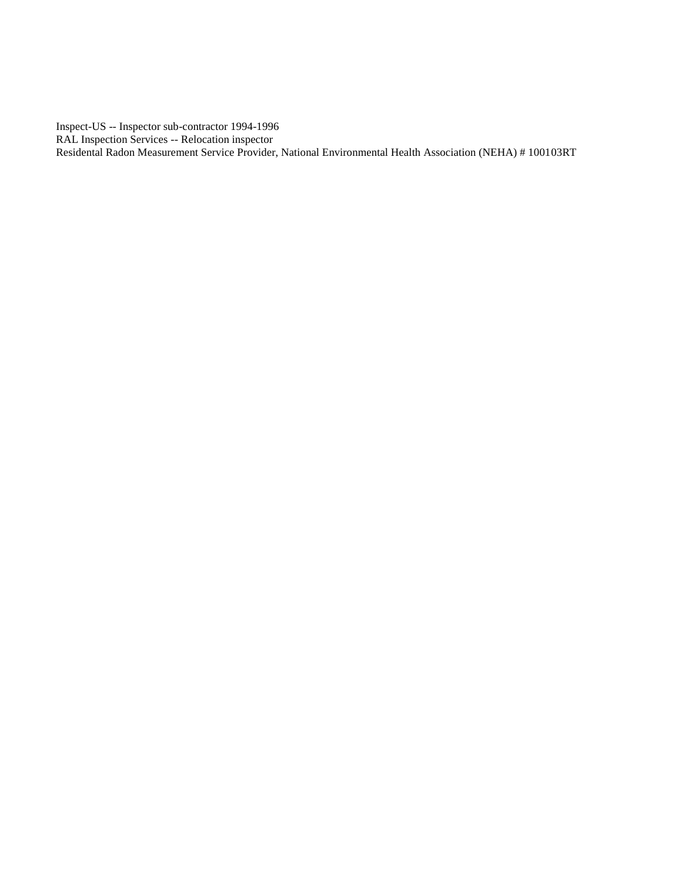Inspect-US -- Inspector sub-contractor 1994-1996
RAL Inspection Services -- Relocation inspector
Residental Radon Measurement Service Provider, National Environmental Health Association (NEHA) # 100103RT